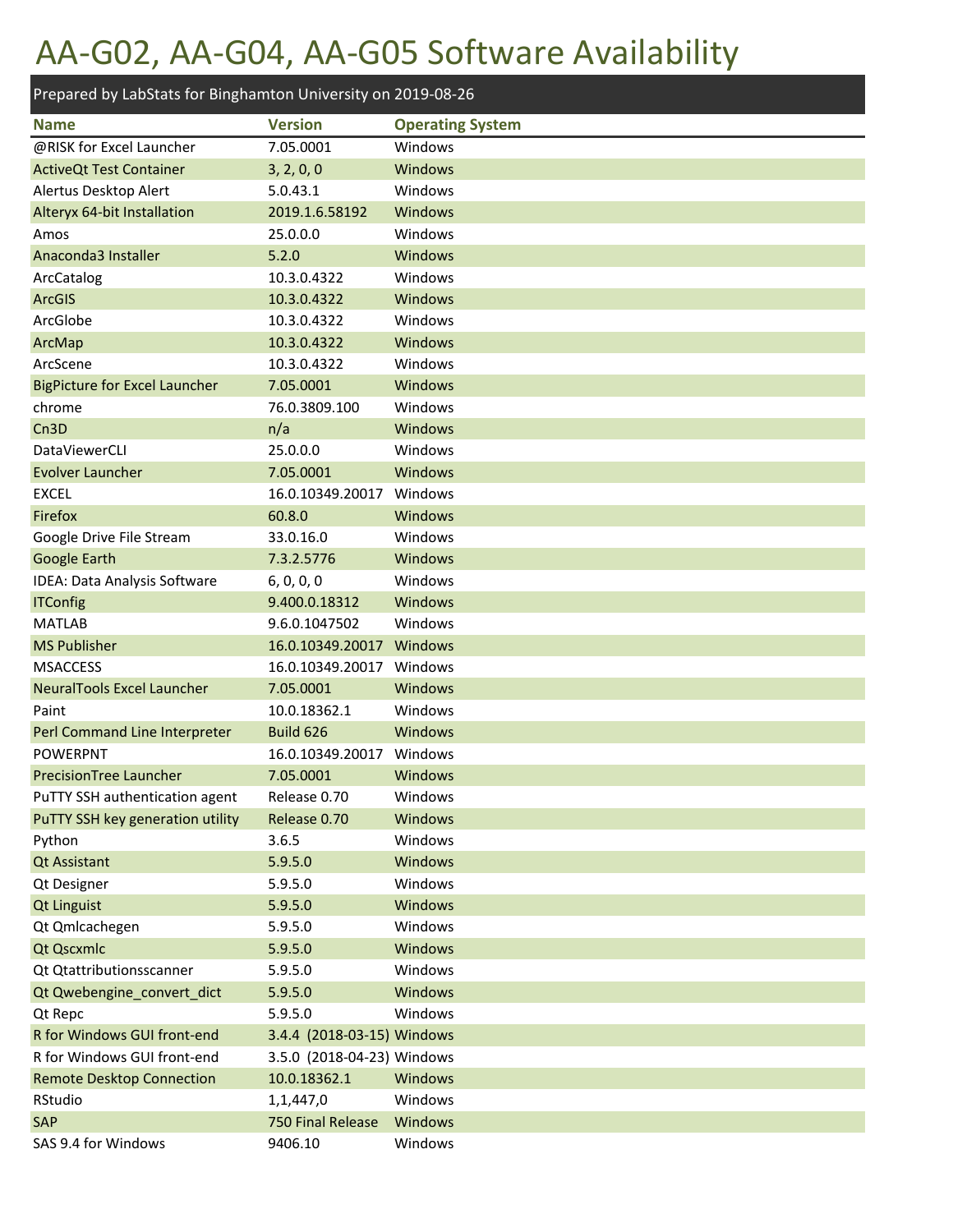# AA-G02, AA-G04, AA-G05 Software Availability

Prepared by LabStats for Binghamton University on 2019-08-26

| Name | Version | Operating System |
|---|---|---|
| @RISK for Excel Launcher | 7.05.0001 | Windows |
| ActiveQt Test Container | 3, 2, 0, 0 | Windows |
| Alertus Desktop Alert | 5.0.43.1 | Windows |
| Alteryx 64-bit Installation | 2019.1.6.58192 | Windows |
| Amos | 25.0.0.0 | Windows |
| Anaconda3 Installer | 5.2.0 | Windows |
| ArcCatalog | 10.3.0.4322 | Windows |
| ArcGIS | 10.3.0.4322 | Windows |
| ArcGlobe | 10.3.0.4322 | Windows |
| ArcMap | 10.3.0.4322 | Windows |
| ArcScene | 10.3.0.4322 | Windows |
| BigPicture for Excel Launcher | 7.05.0001 | Windows |
| chrome | 76.0.3809.100 | Windows |
| Cn3D | n/a | Windows |
| DataViewerCLI | 25.0.0.0 | Windows |
| Evolver Launcher | 7.05.0001 | Windows |
| EXCEL | 16.0.10349.20017 | Windows |
| Firefox | 60.8.0 | Windows |
| Google Drive File Stream | 33.0.16.0 | Windows |
| Google Earth | 7.3.2.5776 | Windows |
| IDEA: Data Analysis Software | 6, 0, 0, 0 | Windows |
| ITConfig | 9.400.0.18312 | Windows |
| MATLAB | 9.6.0.1047502 | Windows |
| MS Publisher | 16.0.10349.20017 | Windows |
| MSACCESS | 16.0.10349.20017 | Windows |
| NeuralTools Excel Launcher | 7.05.0001 | Windows |
| Paint | 10.0.18362.1 | Windows |
| Perl Command Line Interpreter | Build 626 | Windows |
| POWERPNT | 16.0.10349.20017 | Windows |
| PrecisionTree Launcher | 7.05.0001 | Windows |
| PuTTY SSH authentication agent | Release 0.70 | Windows |
| PuTTY SSH key generation utility | Release 0.70 | Windows |
| Python | 3.6.5 | Windows |
| Qt Assistant | 5.9.5.0 | Windows |
| Qt Designer | 5.9.5.0 | Windows |
| Qt Linguist | 5.9.5.0 | Windows |
| Qt Qmlcachegen | 5.9.5.0 | Windows |
| Qt Qscxmlc | 5.9.5.0 | Windows |
| Qt Qtattributionsscanner | 5.9.5.0 | Windows |
| Qt Qwebengine_convert_dict | 5.9.5.0 | Windows |
| Qt Repc | 5.9.5.0 | Windows |
| R for Windows GUI front-end | 3.4.4 (2018-03-15) | Windows |
| R for Windows GUI front-end | 3.5.0 (2018-04-23) | Windows |
| Remote Desktop Connection | 10.0.18362.1 | Windows |
| RStudio | 1,1,447,0 | Windows |
| SAP | 750 Final Release | Windows |
| SAS 9.4 for Windows | 9406.10 | Windows |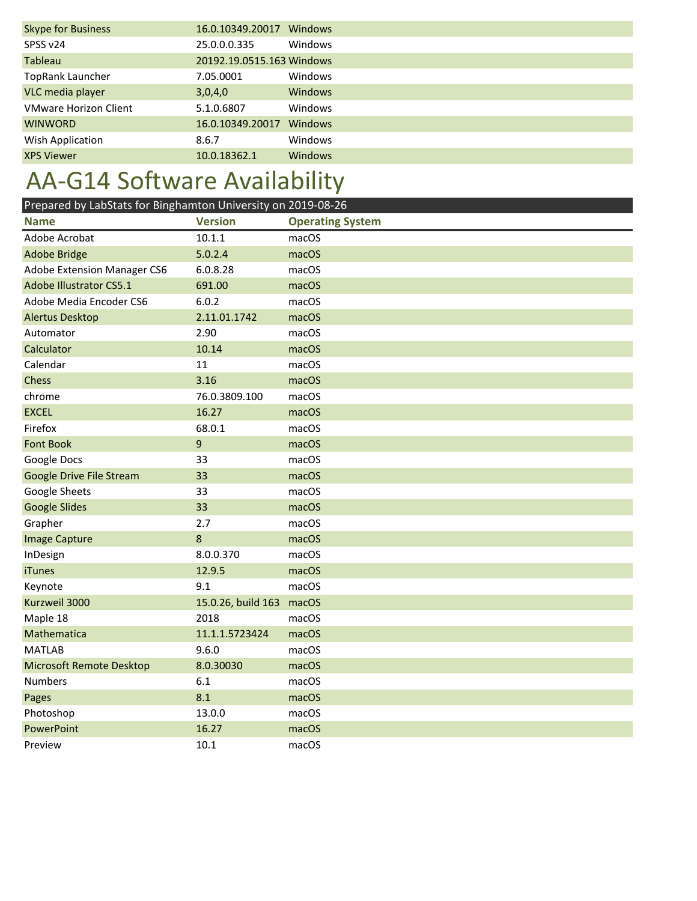| Skype for Business | 16.0.10349.20017 | Windows |
|---|---|---|
| SPSS v24 | 25.0.0.0.335 | Windows |
| Tableau | 20192.19.0515.163 | Windows |
| TopRank Launcher | 7.05.0001 | Windows |
| VLC media player | 3,0,4,0 | Windows |
| VMware Horizon Client | 5.1.0.6807 | Windows |
| WINWORD | 16.0.10349.20017 | Windows |
| Wish Application | 8.6.7 | Windows |
| XPS Viewer | 10.0.18362.1 | Windows |

# AA-G14 Software Availability

Prepared by LabStats for Binghamton University on 2019-08-26

| Name | Version | Operating System |
|---|---|---|
| Adobe Acrobat | 10.1.1 | macOS |
| Adobe Bridge | 5.0.2.4 | macOS |
| Adobe Extension Manager CS6 | 6.0.8.28 | macOS |
| Adobe Illustrator CS5.1 | 691.00 | macOS |
| Adobe Media Encoder CS6 | 6.0.2 | macOS |
| Alertus Desktop | 2.11.01.1742 | macOS |
| Automator | 2.90 | macOS |
| Calculator | 10.14 | macOS |
| Calendar | 11 | macOS |
| Chess | 3.16 | macOS |
| chrome | 76.0.3809.100 | macOS |
| EXCEL | 16.27 | macOS |
| Firefox | 68.0.1 | macOS |
| Font Book | 9 | macOS |
| Google Docs | 33 | macOS |
| Google Drive File Stream | 33 | macOS |
| Google Sheets | 33 | macOS |
| Google Slides | 33 | macOS |
| Grapher | 2.7 | macOS |
| Image Capture | 8 | macOS |
| InDesign | 8.0.0.370 | macOS |
| iTunes | 12.9.5 | macOS |
| Keynote | 9.1 | macOS |
| Kurzweil 3000 | 15.0.26, build 163 | macOS |
| Maple 18 | 2018 | macOS |
| Mathematica | 11.1.1.5723424 | macOS |
| MATLAB | 9.6.0 | macOS |
| Microsoft Remote Desktop | 8.0.30030 | macOS |
| Numbers | 6.1 | macOS |
| Pages | 8.1 | macOS |
| Photoshop | 13.0.0 | macOS |
| PowerPoint | 16.27 | macOS |
| Preview | 10.1 | macOS |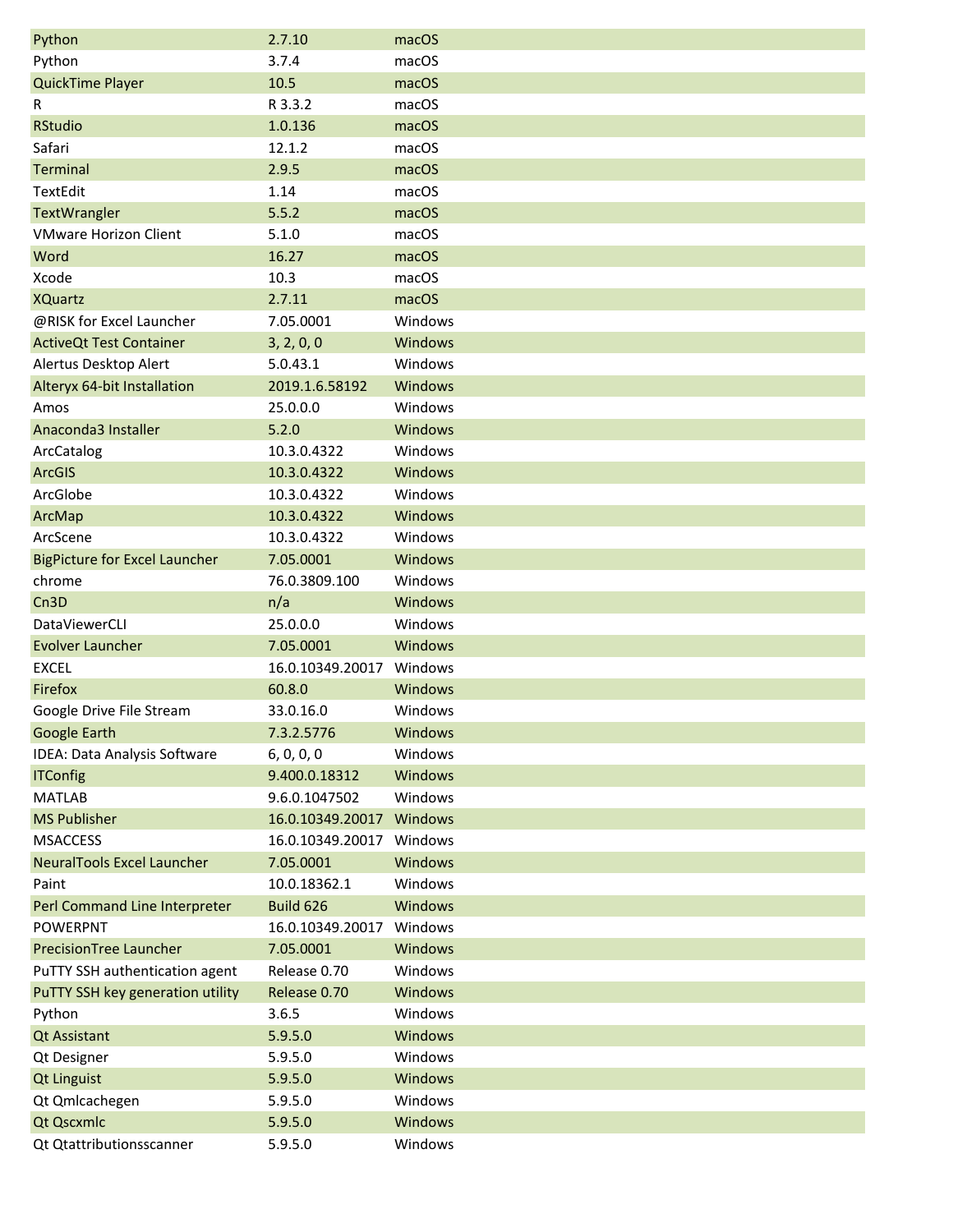| | | |
|---|---|---|
| Python | 2.7.10 | macOS |
| Python | 3.7.4 | macOS |
| QuickTime Player | 10.5 | macOS |
| R | R 3.3.2 | macOS |
| RStudio | 1.0.136 | macOS |
| Safari | 12.1.2 | macOS |
| Terminal | 2.9.5 | macOS |
| TextEdit | 1.14 | macOS |
| TextWrangler | 5.5.2 | macOS |
| VMware Horizon Client | 5.1.0 | macOS |
| Word | 16.27 | macOS |
| Xcode | 10.3 | macOS |
| XQuartz | 2.7.11 | macOS |
| @RISK for Excel Launcher | 7.05.0001 | Windows |
| ActiveQt Test Container | 3, 2, 0, 0 | Windows |
| Alertus Desktop Alert | 5.0.43.1 | Windows |
| Alteryx 64-bit Installation | 2019.1.6.58192 | Windows |
| Amos | 25.0.0.0 | Windows |
| Anaconda3 Installer | 5.2.0 | Windows |
| ArcCatalog | 10.3.0.4322 | Windows |
| ArcGIS | 10.3.0.4322 | Windows |
| ArcGlobe | 10.3.0.4322 | Windows |
| ArcMap | 10.3.0.4322 | Windows |
| ArcScene | 10.3.0.4322 | Windows |
| BigPicture for Excel Launcher | 7.05.0001 | Windows |
| chrome | 76.0.3809.100 | Windows |
| Cn3D | n/a | Windows |
| DataViewerCLI | 25.0.0.0 | Windows |
| Evolver Launcher | 7.05.0001 | Windows |
| EXCEL | 16.0.10349.20017 | Windows |
| Firefox | 60.8.0 | Windows |
| Google Drive File Stream | 33.0.16.0 | Windows |
| Google Earth | 7.3.2.5776 | Windows |
| IDEA: Data Analysis Software | 6, 0, 0, 0 | Windows |
| ITConfig | 9.400.0.18312 | Windows |
| MATLAB | 9.6.0.1047502 | Windows |
| MS Publisher | 16.0.10349.20017 | Windows |
| MSACCESS | 16.0.10349.20017 | Windows |
| NeuralTools Excel Launcher | 7.05.0001 | Windows |
| Paint | 10.0.18362.1 | Windows |
| Perl Command Line Interpreter | Build 626 | Windows |
| POWERPNT | 16.0.10349.20017 | Windows |
| PrecisionTree Launcher | 7.05.0001 | Windows |
| PuTTY SSH authentication agent | Release 0.70 | Windows |
| PuTTY SSH key generation utility | Release 0.70 | Windows |
| Python | 3.6.5 | Windows |
| Qt Assistant | 5.9.5.0 | Windows |
| Qt Designer | 5.9.5.0 | Windows |
| Qt Linguist | 5.9.5.0 | Windows |
| Qt Qmlcachegen | 5.9.5.0 | Windows |
| Qt Qscxmlc | 5.9.5.0 | Windows |
| Qt Qtattributionsscanner | 5.9.5.0 | Windows |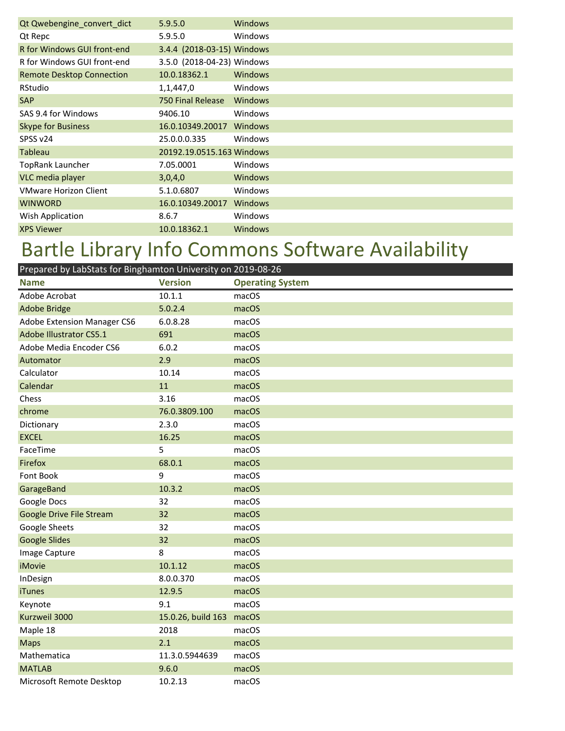| | | |
|---|---|---|
| Qt Qwebengine_convert_dict | 5.9.5.0 | Windows |
| Qt Repc | 5.9.5.0 | Windows |
| R for Windows GUI front-end | 3.4.4 (2018-03-15) | Windows |
| R for Windows GUI front-end | 3.5.0 (2018-04-23) | Windows |
| Remote Desktop Connection | 10.0.18362.1 | Windows |
| RStudio | 1,1,447,0 | Windows |
| SAP | 750 Final Release | Windows |
| SAS 9.4 for Windows | 9406.10 | Windows |
| Skype for Business | 16.0.10349.20017 | Windows |
| SPSS v24 | 25.0.0.0.335 | Windows |
| Tableau | 20192.19.0515.163 | Windows |
| TopRank Launcher | 7.05.0001 | Windows |
| VLC media player | 3,0,4,0 | Windows |
| VMware Horizon Client | 5.1.0.6807 | Windows |
| WINWORD | 16.0.10349.20017 | Windows |
| Wish Application | 8.6.7 | Windows |
| XPS Viewer | 10.0.18362.1 | Windows |

# Bartle Library Info Commons Software Availability

Prepared by LabStats for Binghamton University on 2019-08-26

| Name | Version | Operating System |
|---|---|---|
| Adobe Acrobat | 10.1.1 | macOS |
| Adobe Bridge | 5.0.2.4 | macOS |
| Adobe Extension Manager CS6 | 6.0.8.28 | macOS |
| Adobe Illustrator CS5.1 | 691 | macOS |
| Adobe Media Encoder CS6 | 6.0.2 | macOS |
| Automator | 2.9 | macOS |
| Calculator | 10.14 | macOS |
| Calendar | 11 | macOS |
| Chess | 3.16 | macOS |
| chrome | 76.0.3809.100 | macOS |
| Dictionary | 2.3.0 | macOS |
| EXCEL | 16.25 | macOS |
| FaceTime | 5 | macOS |
| Firefox | 68.0.1 | macOS |
| Font Book | 9 | macOS |
| GarageBand | 10.3.2 | macOS |
| Google Docs | 32 | macOS |
| Google Drive File Stream | 32 | macOS |
| Google Sheets | 32 | macOS |
| Google Slides | 32 | macOS |
| Image Capture | 8 | macOS |
| iMovie | 10.1.12 | macOS |
| InDesign | 8.0.0.370 | macOS |
| iTunes | 12.9.5 | macOS |
| Keynote | 9.1 | macOS |
| Kurzweil 3000 | 15.0.26, build 163 | macOS |
| Maple 18 | 2018 | macOS |
| Maps | 2.1 | macOS |
| Mathematica | 11.3.0.5944639 | macOS |
| MATLAB | 9.6.0 | macOS |
| Microsoft Remote Desktop | 10.2.13 | macOS |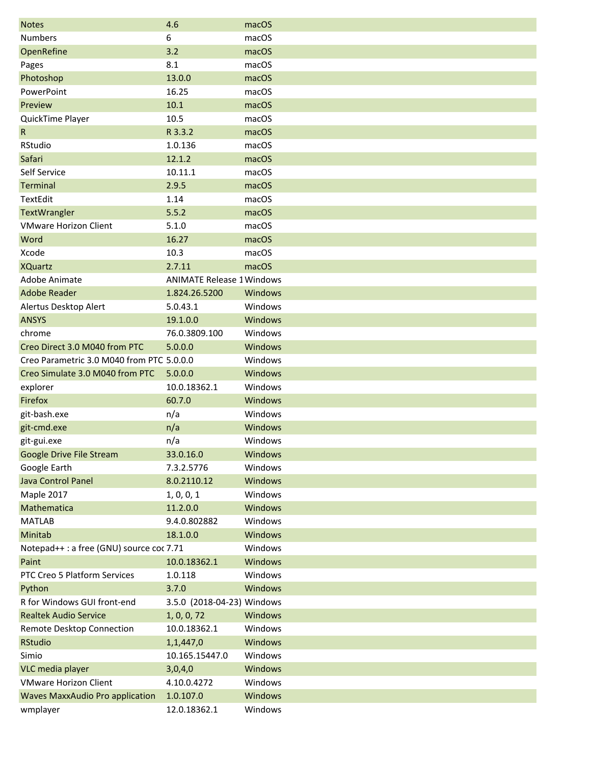| | | |
|---|---|---|
| Notes | 4.6 | macOS |
| Numbers | 6 | macOS |
| OpenRefine | 3.2 | macOS |
| Pages | 8.1 | macOS |
| Photoshop | 13.0.0 | macOS |
| PowerPoint | 16.25 | macOS |
| Preview | 10.1 | macOS |
| QuickTime Player | 10.5 | macOS |
| R | R 3.3.2 | macOS |
| RStudio | 1.0.136 | macOS |
| Safari | 12.1.2 | macOS |
| Self Service | 10.11.1 | macOS |
| Terminal | 2.9.5 | macOS |
| TextEdit | 1.14 | macOS |
| TextWrangler | 5.5.2 | macOS |
| VMware Horizon Client | 5.1.0 | macOS |
| Word | 16.27 | macOS |
| Xcode | 10.3 | macOS |
| XQuartz | 2.7.11 | macOS |
| Adobe Animate | ANIMATE Release 1 | Windows |
| Adobe Reader | 1.824.26.5200 | Windows |
| Alertus Desktop Alert | 5.0.43.1 | Windows |
| ANSYS | 19.1.0.0 | Windows |
| chrome | 76.0.3809.100 | Windows |
| Creo Direct 3.0 M040 from PTC | 5.0.0.0 | Windows |
| Creo Parametric 3.0 M040 from PTC | 5.0.0.0 | Windows |
| Creo Simulate 3.0 M040 from PTC | 5.0.0.0 | Windows |
| explorer | 10.0.18362.1 | Windows |
| Firefox | 60.7.0 | Windows |
| git-bash.exe | n/a | Windows |
| git-cmd.exe | n/a | Windows |
| git-gui.exe | n/a | Windows |
| Google Drive File Stream | 33.0.16.0 | Windows |
| Google Earth | 7.3.2.5776 | Windows |
| Java Control Panel | 8.0.2110.12 | Windows |
| Maple 2017 | 1, 0, 0, 1 | Windows |
| Mathematica | 11.2.0.0 | Windows |
| MATLAB | 9.4.0.802882 | Windows |
| Minitab | 18.1.0.0 | Windows |
| Notepad++ : a free (GNU) source coc | 7.71 | Windows |
| Paint | 10.0.18362.1 | Windows |
| PTC Creo 5 Platform Services | 1.0.118 | Windows |
| Python | 3.7.0 | Windows |
| R for Windows GUI front-end | 3.5.0 (2018-04-23) | Windows |
| Realtek Audio Service | 1, 0, 0, 72 | Windows |
| Remote Desktop Connection | 10.0.18362.1 | Windows |
| RStudio | 1,1,447,0 | Windows |
| Simio | 10.165.15447.0 | Windows |
| VLC media player | 3,0,4,0 | Windows |
| VMware Horizon Client | 4.10.0.4272 | Windows |
| Waves MaxxAudio Pro application | 1.0.107.0 | Windows |
| wmplayer | 12.0.18362.1 | Windows |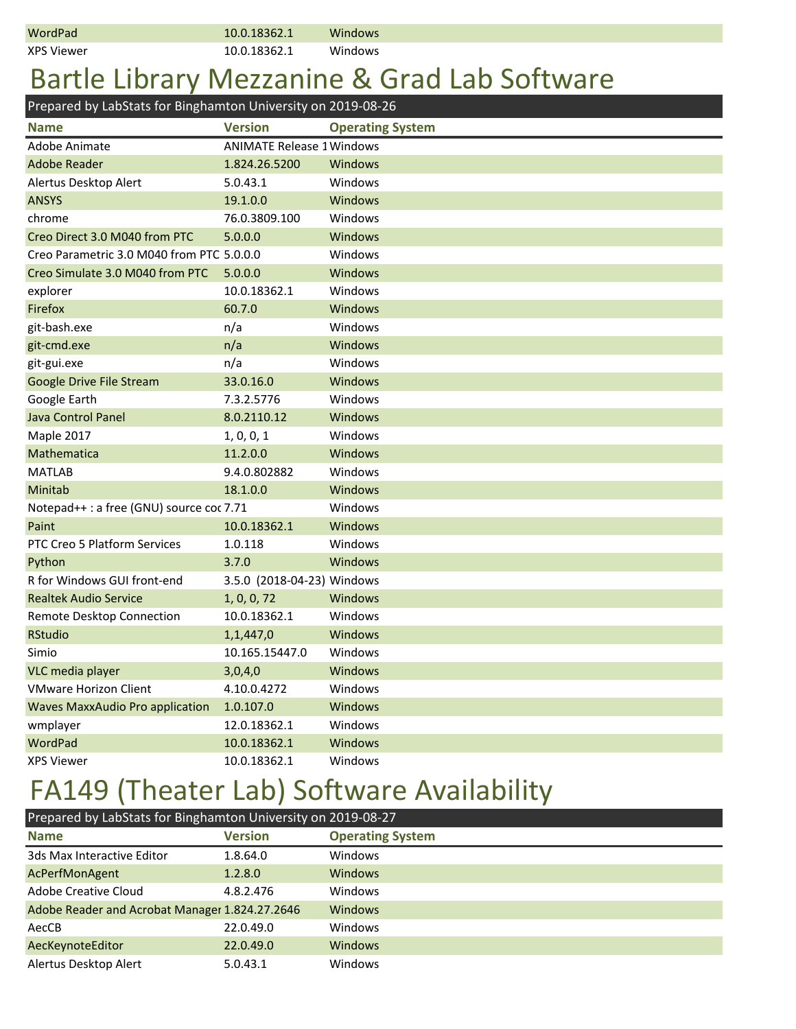| Name | Version | Operating System |
|---|---|---|
| WordPad | 10.0.18362.1 | Windows |
| XPS Viewer | 10.0.18362.1 | Windows |

# Bartle Library Mezzanine & Grad Lab Software

Prepared by LabStats for Binghamton University on 2019-08-26

| Name | Version | Operating System |
|---|---|---|
| Adobe Animate | ANIMATE Release 1 | Windows |
| Adobe Reader | 1.824.26.5200 | Windows |
| Alertus Desktop Alert | 5.0.43.1 | Windows |
| ANSYS | 19.1.0.0 | Windows |
| chrome | 76.0.3809.100 | Windows |
| Creo Direct 3.0 M040 from PTC | 5.0.0.0 | Windows |
| Creo Parametric 3.0 M040 from PTC | 5.0.0.0 | Windows |
| Creo Simulate 3.0 M040 from PTC | 5.0.0.0 | Windows |
| explorer | 10.0.18362.1 | Windows |
| Firefox | 60.7.0 | Windows |
| git-bash.exe | n/a | Windows |
| git-cmd.exe | n/a | Windows |
| git-gui.exe | n/a | Windows |
| Google Drive File Stream | 33.0.16.0 | Windows |
| Google Earth | 7.3.2.5776 | Windows |
| Java Control Panel | 8.0.2110.12 | Windows |
| Maple 2017 | 1, 0, 0, 1 | Windows |
| Mathematica | 11.2.0.0 | Windows |
| MATLAB | 9.4.0.802882 | Windows |
| Minitab | 18.1.0.0 | Windows |
| Notepad++ : a free (GNU) source coc | 7.71 | Windows |
| Paint | 10.0.18362.1 | Windows |
| PTC Creo 5 Platform Services | 1.0.118 | Windows |
| Python | 3.7.0 | Windows |
| R for Windows GUI front-end | 3.5.0 (2018-04-23) | Windows |
| Realtek Audio Service | 1, 0, 0, 72 | Windows |
| Remote Desktop Connection | 10.0.18362.1 | Windows |
| RStudio | 1,1,447,0 | Windows |
| Simio | 10.165.15447.0 | Windows |
| VLC media player | 3,0,4,0 | Windows |
| VMware Horizon Client | 4.10.0.4272 | Windows |
| Waves MaxxAudio Pro application | 1.0.107.0 | Windows |
| wmplayer | 12.0.18362.1 | Windows |
| WordPad | 10.0.18362.1 | Windows |
| XPS Viewer | 10.0.18362.1 | Windows |

# FA149 (Theater Lab) Software Availability

Prepared by LabStats for Binghamton University on 2019-08-27

| Name | Version | Operating System |
|---|---|---|
| 3ds Max Interactive Editor | 1.8.64.0 | Windows |
| AcPerfMonAgent | 1.2.8.0 | Windows |
| Adobe Creative Cloud | 4.8.2.476 | Windows |
| Adobe Reader and Acrobat Manager | 1.824.27.2646 | Windows |
| AecCB | 22.0.49.0 | Windows |
| AecKeynoteEditor | 22.0.49.0 | Windows |
| Alertus Desktop Alert | 5.0.43.1 | Windows |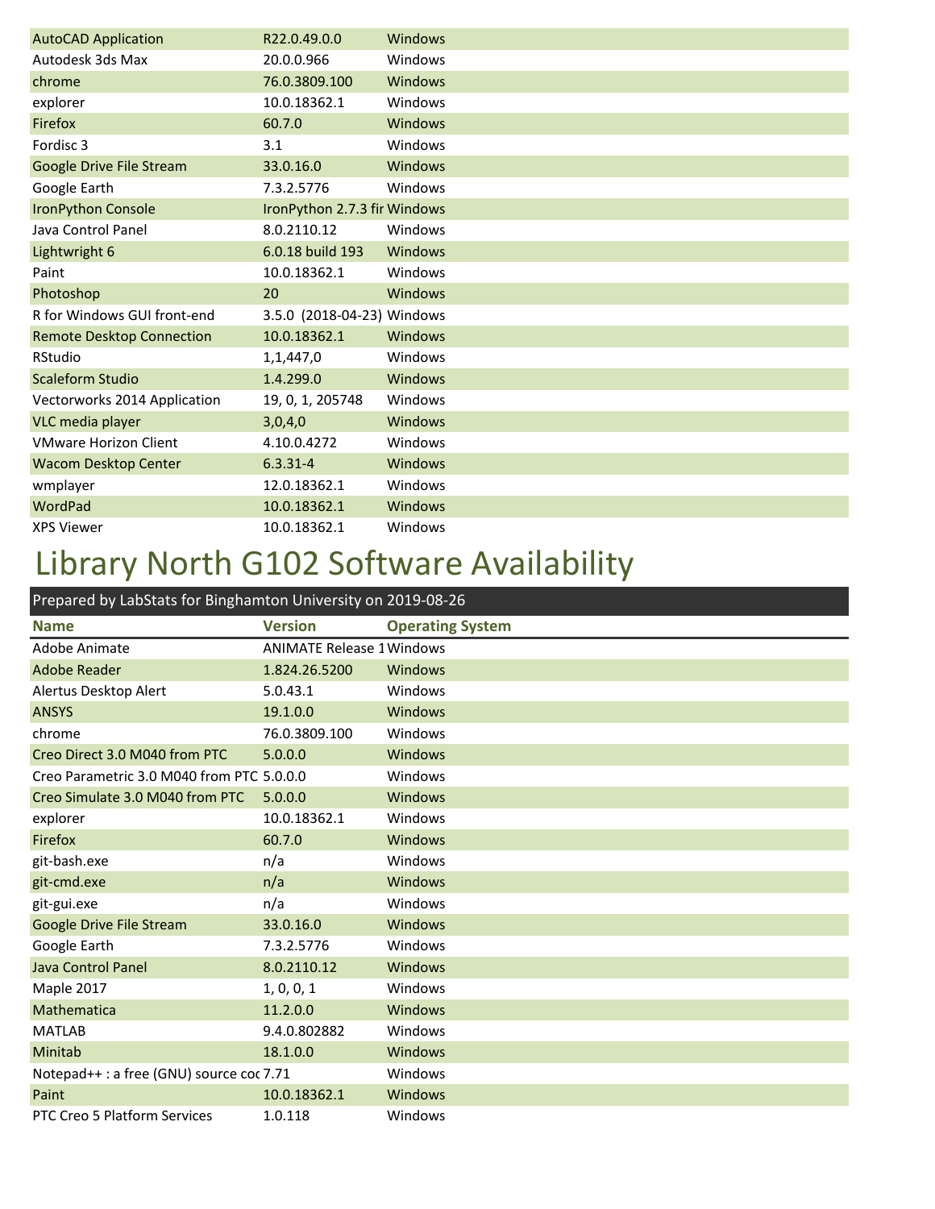| Name | Version | Operating System |
|---|---|---|
| AutoCAD Application | R22.0.49.0.0 | Windows |
| Autodesk 3ds Max | 20.0.0.966 | Windows |
| chrome | 76.0.3809.100 | Windows |
| explorer | 10.0.18362.1 | Windows |
| Firefox | 60.7.0 | Windows |
| Fordisc 3 | 3.1 | Windows |
| Google Drive File Stream | 33.0.16.0 | Windows |
| Google Earth | 7.3.2.5776 | Windows |
| IronPython Console | IronPython 2.7.3 fir | Windows |
| Java Control Panel | 8.0.2110.12 | Windows |
| Lightwright 6 | 6.0.18 build 193 | Windows |
| Paint | 10.0.18362.1 | Windows |
| Photoshop | 20 | Windows |
| R for Windows GUI front-end | 3.5.0 (2018-04-23) | Windows |
| Remote Desktop Connection | 10.0.18362.1 | Windows |
| RStudio | 1,1,447,0 | Windows |
| Scaleform Studio | 1.4.299.0 | Windows |
| Vectorworks 2014 Application | 19, 0, 1, 205748 | Windows |
| VLC media player | 3,0,4,0 | Windows |
| VMware Horizon Client | 4.10.0.4272 | Windows |
| Wacom Desktop Center | 6.3.31-4 | Windows |
| wmplayer | 12.0.18362.1 | Windows |
| WordPad | 10.0.18362.1 | Windows |
| XPS Viewer | 10.0.18362.1 | Windows |

# Library North G102 Software Availability

Prepared by LabStats for Binghamton University on 2019-08-26

| Name | Version | Operating System |
|---|---|---|
| Adobe Animate | ANIMATE Release 1 | Windows |
| Adobe Reader | 1.824.26.5200 | Windows |
| Alertus Desktop Alert | 5.0.43.1 | Windows |
| ANSYS | 19.1.0.0 | Windows |
| chrome | 76.0.3809.100 | Windows |
| Creo Direct 3.0 M040 from PTC | 5.0.0.0 | Windows |
| Creo Parametric 3.0 M040 from PTC | 5.0.0.0 | Windows |
| Creo Simulate 3.0 M040 from PTC | 5.0.0.0 | Windows |
| explorer | 10.0.18362.1 | Windows |
| Firefox | 60.7.0 | Windows |
| git-bash.exe | n/a | Windows |
| git-cmd.exe | n/a | Windows |
| git-gui.exe | n/a | Windows |
| Google Drive File Stream | 33.0.16.0 | Windows |
| Google Earth | 7.3.2.5776 | Windows |
| Java Control Panel | 8.0.2110.12 | Windows |
| Maple 2017 | 1, 0, 0, 1 | Windows |
| Mathematica | 11.2.0.0 | Windows |
| MATLAB | 9.4.0.802882 | Windows |
| Minitab | 18.1.0.0 | Windows |
| Notepad++ : a free (GNU) source coc | 7.71 | Windows |
| Paint | 10.0.18362.1 | Windows |
| PTC Creo 5 Platform Services | 1.0.118 | Windows |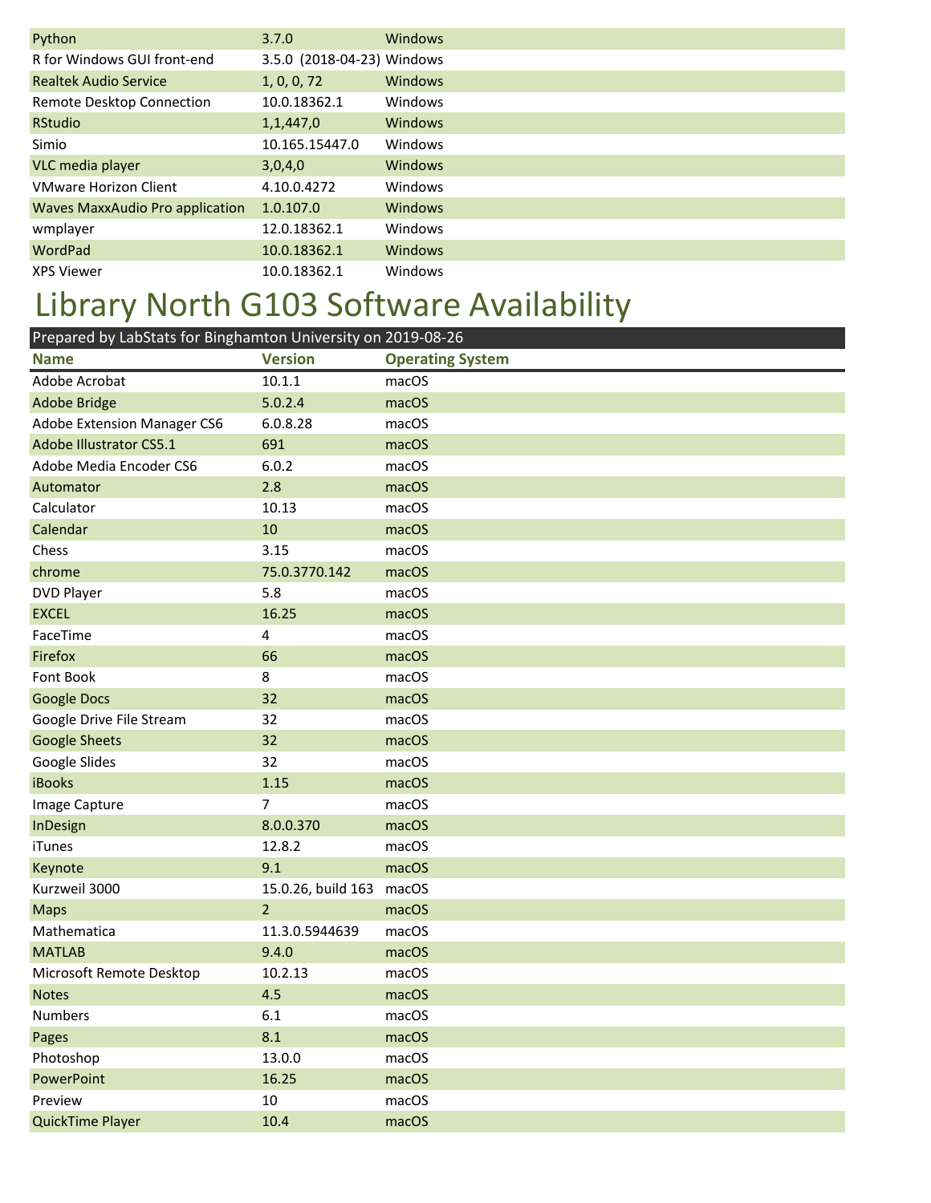| Python | 3.7.0 | Windows |
|---|---|---|
| R for Windows GUI front-end | 3.5.0 (2018-04-23) | Windows |
| Realtek Audio Service | 1, 0, 0, 72 | Windows |
| Remote Desktop Connection | 10.0.18362.1 | Windows |
| RStudio | 1,1,447,0 | Windows |
| Simio | 10.165.15447.0 | Windows |
| VLC media player | 3,0,4,0 | Windows |
| VMware Horizon Client | 4.10.0.4272 | Windows |
| Waves MaxxAudio Pro application | 1.0.107.0 | Windows |
| wmplayer | 12.0.18362.1 | Windows |
| WordPad | 10.0.18362.1 | Windows |
| XPS Viewer | 10.0.18362.1 | Windows |

# Library North G103 Software Availability

Prepared by LabStats for Binghamton University on 2019-08-26

| Name | Version | Operating System |
|---|---|---|
| Adobe Acrobat | 10.1.1 | macOS |
| Adobe Bridge | 5.0.2.4 | macOS |
| Adobe Extension Manager CS6 | 6.0.8.28 | macOS |
| Adobe Illustrator CS5.1 | 691 | macOS |
| Adobe Media Encoder CS6 | 6.0.2 | macOS |
| Automator | 2.8 | macOS |
| Calculator | 10.13 | macOS |
| Calendar | 10 | macOS |
| Chess | 3.15 | macOS |
| chrome | 75.0.3770.142 | macOS |
| DVD Player | 5.8 | macOS |
| EXCEL | 16.25 | macOS |
| FaceTime | 4 | macOS |
| Firefox | 66 | macOS |
| Font Book | 8 | macOS |
| Google Docs | 32 | macOS |
| Google Drive File Stream | 32 | macOS |
| Google Sheets | 32 | macOS |
| Google Slides | 32 | macOS |
| iBooks | 1.15 | macOS |
| Image Capture | 7 | macOS |
| InDesign | 8.0.0.370 | macOS |
| iTunes | 12.8.2 | macOS |
| Keynote | 9.1 | macOS |
| Kurzweil 3000 | 15.0.26, build 163 | macOS |
| Maps | 2 | macOS |
| Mathematica | 11.3.0.5944639 | macOS |
| MATLAB | 9.4.0 | macOS |
| Microsoft Remote Desktop | 10.2.13 | macOS |
| Notes | 4.5 | macOS |
| Numbers | 6.1 | macOS |
| Pages | 8.1 | macOS |
| Photoshop | 13.0.0 | macOS |
| PowerPoint | 16.25 | macOS |
| Preview | 10 | macOS |
| QuickTime Player | 10.4 | macOS |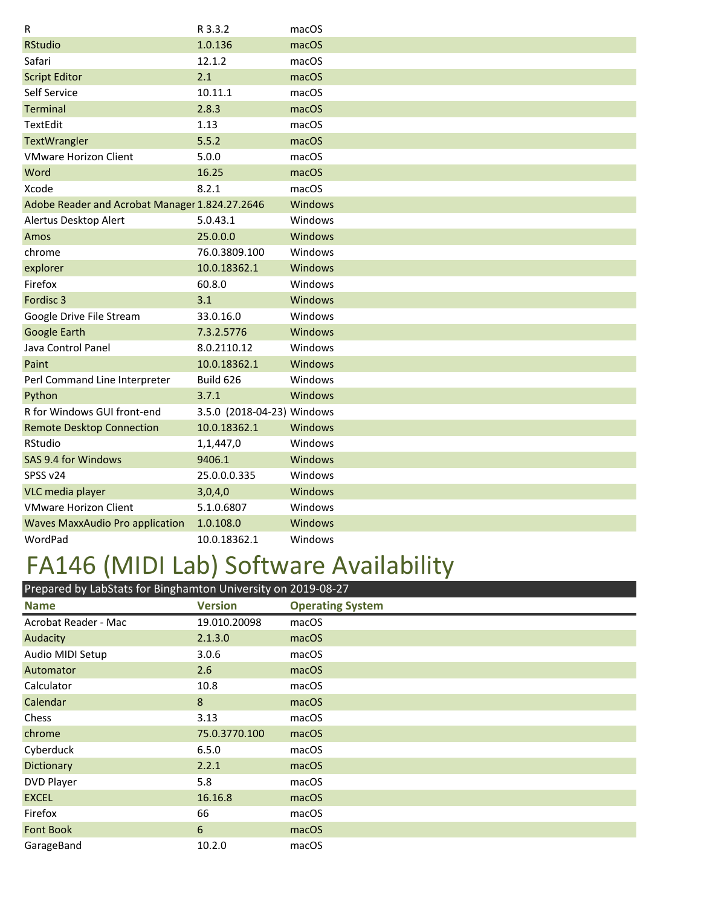| | | |
|---|---|---|
| R | R 3.3.2 | macOS |
| RStudio | 1.0.136 | macOS |
| Safari | 12.1.2 | macOS |
| Script Editor | 2.1 | macOS |
| Self Service | 10.11.1 | macOS |
| Terminal | 2.8.3 | macOS |
| TextEdit | 1.13 | macOS |
| TextWrangler | 5.5.2 | macOS |
| VMware Horizon Client | 5.0.0 | macOS |
| Word | 16.25 | macOS |
| Xcode | 8.2.1 | macOS |
| Adobe Reader and Acrobat Manager | 1.824.27.2646 | Windows |
| Alertus Desktop Alert | 5.0.43.1 | Windows |
| Amos | 25.0.0.0 | Windows |
| chrome | 76.0.3809.100 | Windows |
| explorer | 10.0.18362.1 | Windows |
| Firefox | 60.8.0 | Windows |
| Fordisc 3 | 3.1 | Windows |
| Google Drive File Stream | 33.0.16.0 | Windows |
| Google Earth | 7.3.2.5776 | Windows |
| Java Control Panel | 8.0.2110.12 | Windows |
| Paint | 10.0.18362.1 | Windows |
| Perl Command Line Interpreter | Build 626 | Windows |
| Python | 3.7.1 | Windows |
| R for Windows GUI front-end | 3.5.0 (2018-04-23) | Windows |
| Remote Desktop Connection | 10.0.18362.1 | Windows |
| RStudio | 1,1,447,0 | Windows |
| SAS 9.4 for Windows | 9406.1 | Windows |
| SPSS v24 | 25.0.0.0.335 | Windows |
| VLC media player | 3,0,4,0 | Windows |
| VMware Horizon Client | 5.1.0.6807 | Windows |
| Waves MaxxAudio Pro application | 1.0.108.0 | Windows |
| WordPad | 10.0.18362.1 | Windows |

# FA146 (MIDI Lab) Software Availability

Prepared by LabStats for Binghamton University on 2019-08-27

| Name | Version | Operating System |
|---|---|---|
| Acrobat Reader - Mac | 19.010.20098 | macOS |
| Audacity | 2.1.3.0 | macOS |
| Audio MIDI Setup | 3.0.6 | macOS |
| Automator | 2.6 | macOS |
| Calculator | 10.8 | macOS |
| Calendar | 8 | macOS |
| Chess | 3.13 | macOS |
| chrome | 75.0.3770.100 | macOS |
| Cyberduck | 6.5.0 | macOS |
| Dictionary | 2.2.1 | macOS |
| DVD Player | 5.8 | macOS |
| EXCEL | 16.16.8 | macOS |
| Firefox | 66 | macOS |
| Font Book | 6 | macOS |
| GarageBand | 10.2.0 | macOS |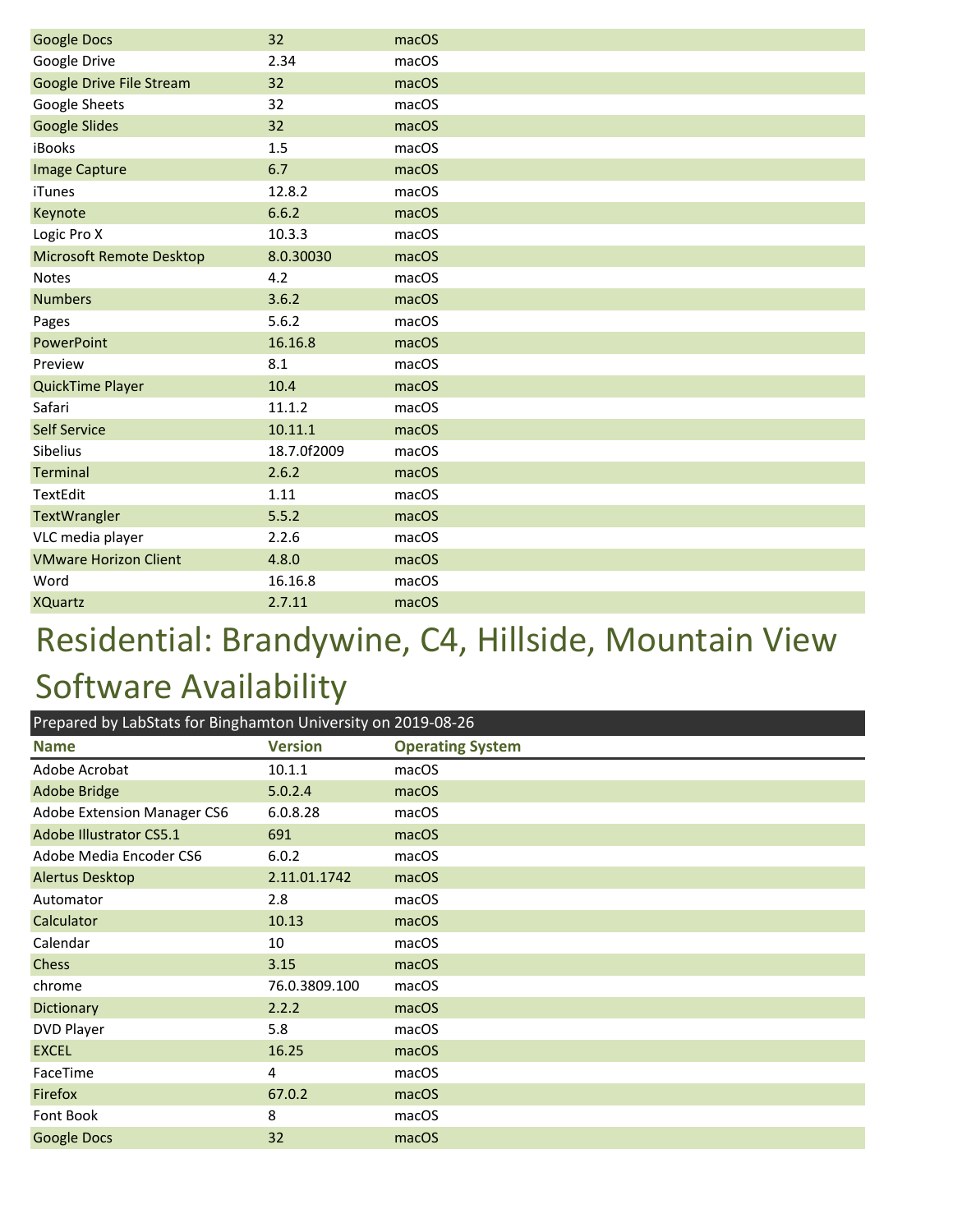| Google Docs | 32 | macOS |
|---|---|---|
| Google Drive | 2.34 | macOS |
| Google Drive File Stream | 32 | macOS |
| Google Sheets | 32 | macOS |
| Google Slides | 32 | macOS |
| iBooks | 1.5 | macOS |
| Image Capture | 6.7 | macOS |
| iTunes | 12.8.2 | macOS |
| Keynote | 6.6.2 | macOS |
| Logic Pro X | 10.3.3 | macOS |
| Microsoft Remote Desktop | 8.0.30030 | macOS |
| Notes | 4.2 | macOS |
| Numbers | 3.6.2 | macOS |
| Pages | 5.6.2 | macOS |
| PowerPoint | 16.16.8 | macOS |
| Preview | 8.1 | macOS |
| QuickTime Player | 10.4 | macOS |
| Safari | 11.1.2 | macOS |
| Self Service | 10.11.1 | macOS |
| Sibelius | 18.7.0f2009 | macOS |
| Terminal | 2.6.2 | macOS |
| TextEdit | 1.11 | macOS |
| TextWrangler | 5.5.2 | macOS |
| VLC media player | 2.2.6 | macOS |
| VMware Horizon Client | 4.8.0 | macOS |
| Word | 16.16.8 | macOS |
| XQuartz | 2.7.11 | macOS |

# Residential: Brandywine, C4, Hillside, Mountain View Software Availability

Prepared by LabStats for Binghamton University on 2019-08-26

| Name | Version | Operating System |
|---|---|---|
| Adobe Acrobat | 10.1.1 | macOS |
| Adobe Bridge | 5.0.2.4 | macOS |
| Adobe Extension Manager CS6 | 6.0.8.28 | macOS |
| Adobe Illustrator CS5.1 | 691 | macOS |
| Adobe Media Encoder CS6 | 6.0.2 | macOS |
| Alertus Desktop | 2.11.01.1742 | macOS |
| Automator | 2.8 | macOS |
| Calculator | 10.13 | macOS |
| Calendar | 10 | macOS |
| Chess | 3.15 | macOS |
| chrome | 76.0.3809.100 | macOS |
| Dictionary | 2.2.2 | macOS |
| DVD Player | 5.8 | macOS |
| EXCEL | 16.25 | macOS |
| FaceTime | 4 | macOS |
| Firefox | 67.0.2 | macOS |
| Font Book | 8 | macOS |
| Google Docs | 32 | macOS |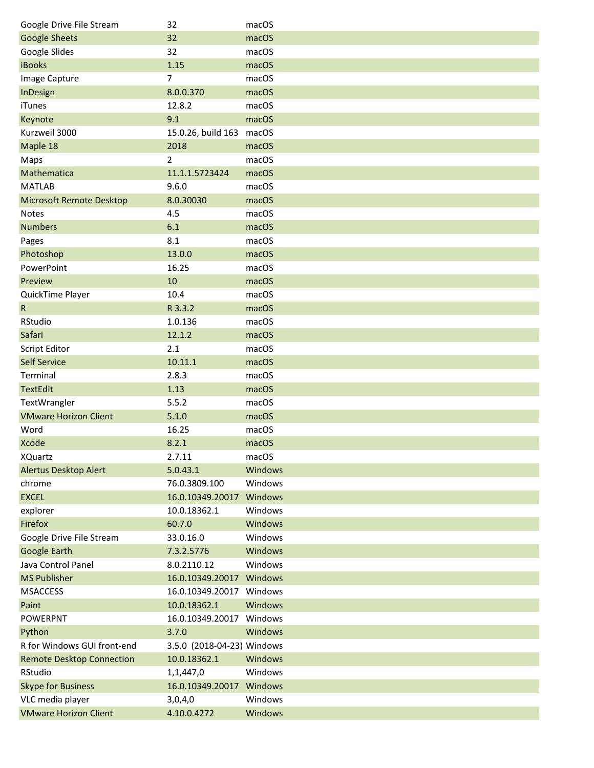| | | |
|---|---|---|
| Google Drive File Stream | 32 | macOS |
| Google Sheets | 32 | macOS |
| Google Slides | 32 | macOS |
| iBooks | 1.15 | macOS |
| Image Capture | 7 | macOS |
| InDesign | 8.0.0.370 | macOS |
| iTunes | 12.8.2 | macOS |
| Keynote | 9.1 | macOS |
| Kurzweil 3000 | 15.0.26, build 163 | macOS |
| Maple 18 | 2018 | macOS |
| Maps | 2 | macOS |
| Mathematica | 11.1.1.5723424 | macOS |
| MATLAB | 9.6.0 | macOS |
| Microsoft Remote Desktop | 8.0.30030 | macOS |
| Notes | 4.5 | macOS |
| Numbers | 6.1 | macOS |
| Pages | 8.1 | macOS |
| Photoshop | 13.0.0 | macOS |
| PowerPoint | 16.25 | macOS |
| Preview | 10 | macOS |
| QuickTime Player | 10.4 | macOS |
| R | R 3.3.2 | macOS |
| RStudio | 1.0.136 | macOS |
| Safari | 12.1.2 | macOS |
| Script Editor | 2.1 | macOS |
| Self Service | 10.11.1 | macOS |
| Terminal | 2.8.3 | macOS |
| TextEdit | 1.13 | macOS |
| TextWrangler | 5.5.2 | macOS |
| VMware Horizon Client | 5.1.0 | macOS |
| Word | 16.25 | macOS |
| Xcode | 8.2.1 | macOS |
| XQuartz | 2.7.11 | macOS |
| Alertus Desktop Alert | 5.0.43.1 | Windows |
| chrome | 76.0.3809.100 | Windows |
| EXCEL | 16.0.10349.20017 | Windows |
| explorer | 10.0.18362.1 | Windows |
| Firefox | 60.7.0 | Windows |
| Google Drive File Stream | 33.0.16.0 | Windows |
| Google Earth | 7.3.2.5776 | Windows |
| Java Control Panel | 8.0.2110.12 | Windows |
| MS Publisher | 16.0.10349.20017 | Windows |
| MSACCESS | 16.0.10349.20017 | Windows |
| Paint | 10.0.18362.1 | Windows |
| POWERPNT | 16.0.10349.20017 | Windows |
| Python | 3.7.0 | Windows |
| R for Windows GUI front-end | 3.5.0 (2018-04-23) | Windows |
| Remote Desktop Connection | 10.0.18362.1 | Windows |
| RStudio | 1,1,447,0 | Windows |
| Skype for Business | 16.0.10349.20017 | Windows |
| VLC media player | 3,0,4,0 | Windows |
| VMware Horizon Client | 4.10.0.4272 | Windows |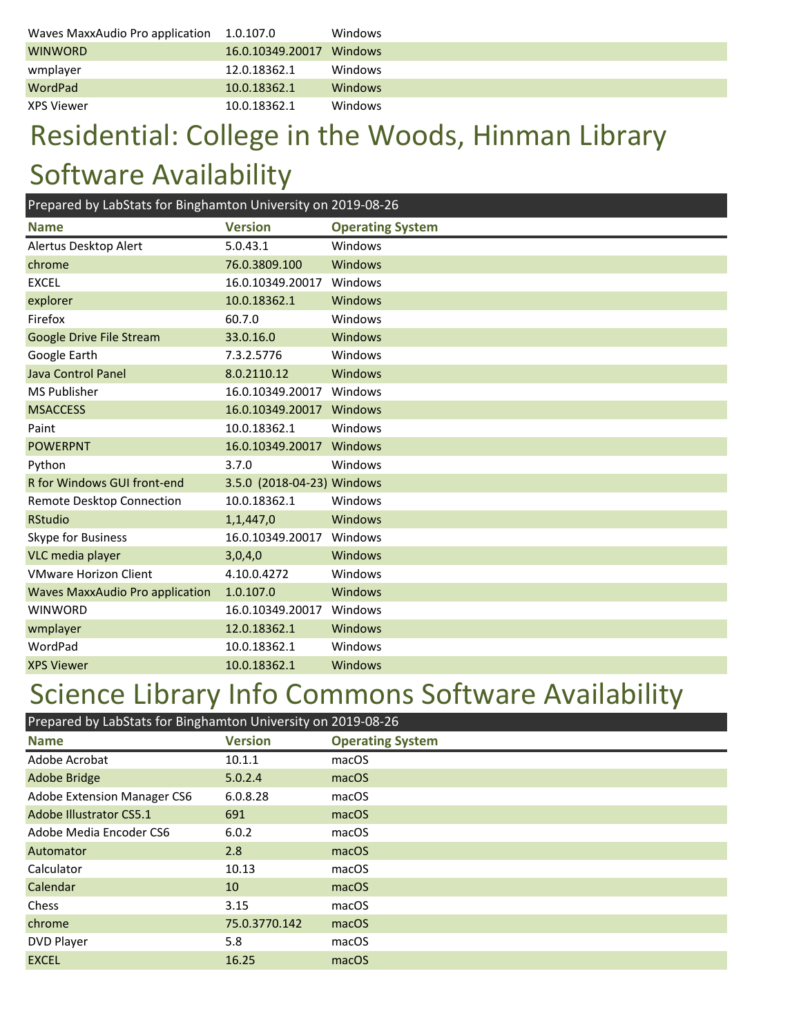| Waves MaxxAudio Pro application | 1.0.107.0 | Windows |
|---|---|---|
| WINWORD | 16.0.10349.20017 | Windows |
| wmplayer | 12.0.18362.1 | Windows |
| WordPad | 10.0.18362.1 | Windows |
| XPS Viewer | 10.0.18362.1 | Windows |

# Residential: College in the Woods, Hinman Library Software Availability

Prepared by LabStats for Binghamton University on 2019-08-26

| Name | Version | Operating System |
|---|---|---|
| Alertus Desktop Alert | 5.0.43.1 | Windows |
| chrome | 76.0.3809.100 | Windows |
| EXCEL | 16.0.10349.20017 | Windows |
| explorer | 10.0.18362.1 | Windows |
| Firefox | 60.7.0 | Windows |
| Google Drive File Stream | 33.0.16.0 | Windows |
| Google Earth | 7.3.2.5776 | Windows |
| Java Control Panel | 8.0.2110.12 | Windows |
| MS Publisher | 16.0.10349.20017 | Windows |
| MSACCESS | 16.0.10349.20017 | Windows |
| Paint | 10.0.18362.1 | Windows |
| POWERPNT | 16.0.10349.20017 | Windows |
| Python | 3.7.0 | Windows |
| R for Windows GUI front-end | 3.5.0 (2018-04-23) | Windows |
| Remote Desktop Connection | 10.0.18362.1 | Windows |
| RStudio | 1,1,447,0 | Windows |
| Skype for Business | 16.0.10349.20017 | Windows |
| VLC media player | 3,0,4,0 | Windows |
| VMware Horizon Client | 4.10.0.4272 | Windows |
| Waves MaxxAudio Pro application | 1.0.107.0 | Windows |
| WINWORD | 16.0.10349.20017 | Windows |
| wmplayer | 12.0.18362.1 | Windows |
| WordPad | 10.0.18362.1 | Windows |
| XPS Viewer | 10.0.18362.1 | Windows |

# Science Library Info Commons Software Availability

Prepared by LabStats for Binghamton University on 2019-08-26

| Name | Version | Operating System |
|---|---|---|
| Adobe Acrobat | 10.1.1 | macOS |
| Adobe Bridge | 5.0.2.4 | macOS |
| Adobe Extension Manager CS6 | 6.0.8.28 | macOS |
| Adobe Illustrator CS5.1 | 691 | macOS |
| Adobe Media Encoder CS6 | 6.0.2 | macOS |
| Automator | 2.8 | macOS |
| Calculator | 10.13 | macOS |
| Calendar | 10 | macOS |
| Chess | 3.15 | macOS |
| chrome | 75.0.3770.142 | macOS |
| DVD Player | 5.8 | macOS |
| EXCEL | 16.25 | macOS |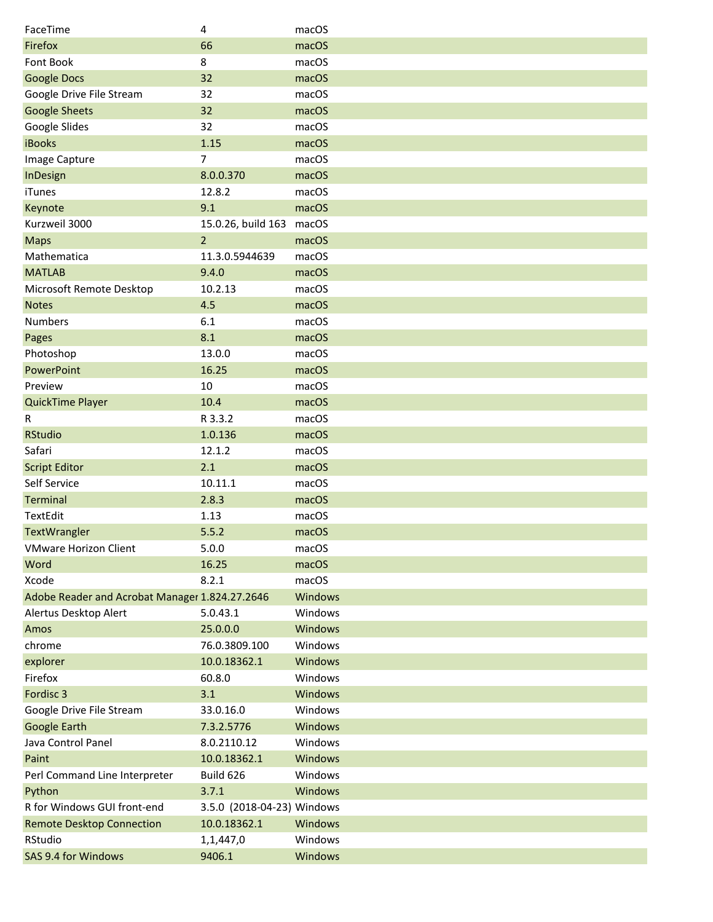| | | |
|---|---|---|
| FaceTime | 4 | macOS |
| Firefox | 66 | macOS |
| Font Book | 8 | macOS |
| Google Docs | 32 | macOS |
| Google Drive File Stream | 32 | macOS |
| Google Sheets | 32 | macOS |
| Google Slides | 32 | macOS |
| iBooks | 1.15 | macOS |
| Image Capture | 7 | macOS |
| InDesign | 8.0.0.370 | macOS |
| iTunes | 12.8.2 | macOS |
| Keynote | 9.1 | macOS |
| Kurzweil 3000 | 15.0.26, build 163 | macOS |
| Maps | 2 | macOS |
| Mathematica | 11.3.0.5944639 | macOS |
| MATLAB | 9.4.0 | macOS |
| Microsoft Remote Desktop | 10.2.13 | macOS |
| Notes | 4.5 | macOS |
| Numbers | 6.1 | macOS |
| Pages | 8.1 | macOS |
| Photoshop | 13.0.0 | macOS |
| PowerPoint | 16.25 | macOS |
| Preview | 10 | macOS |
| QuickTime Player | 10.4 | macOS |
| R | R 3.3.2 | macOS |
| RStudio | 1.0.136 | macOS |
| Safari | 12.1.2 | macOS |
| Script Editor | 2.1 | macOS |
| Self Service | 10.11.1 | macOS |
| Terminal | 2.8.3 | macOS |
| TextEdit | 1.13 | macOS |
| TextWrangler | 5.5.2 | macOS |
| VMware Horizon Client | 5.0.0 | macOS |
| Word | 16.25 | macOS |
| Xcode | 8.2.1 | macOS |
| Adobe Reader and Acrobat Manager | 1.824.27.2646 | Windows |
| Alertus Desktop Alert | 5.0.43.1 | Windows |
| Amos | 25.0.0.0 | Windows |
| chrome | 76.0.3809.100 | Windows |
| explorer | 10.0.18362.1 | Windows |
| Firefox | 60.8.0 | Windows |
| Fordisc 3 | 3.1 | Windows |
| Google Drive File Stream | 33.0.16.0 | Windows |
| Google Earth | 7.3.2.5776 | Windows |
| Java Control Panel | 8.0.2110.12 | Windows |
| Paint | 10.0.18362.1 | Windows |
| Perl Command Line Interpreter | Build 626 | Windows |
| Python | 3.7.1 | Windows |
| R for Windows GUI front-end | 3.5.0 (2018-04-23) | Windows |
| Remote Desktop Connection | 10.0.18362.1 | Windows |
| RStudio | 1,1,447,0 | Windows |
| SAS 9.4 for Windows | 9406.1 | Windows |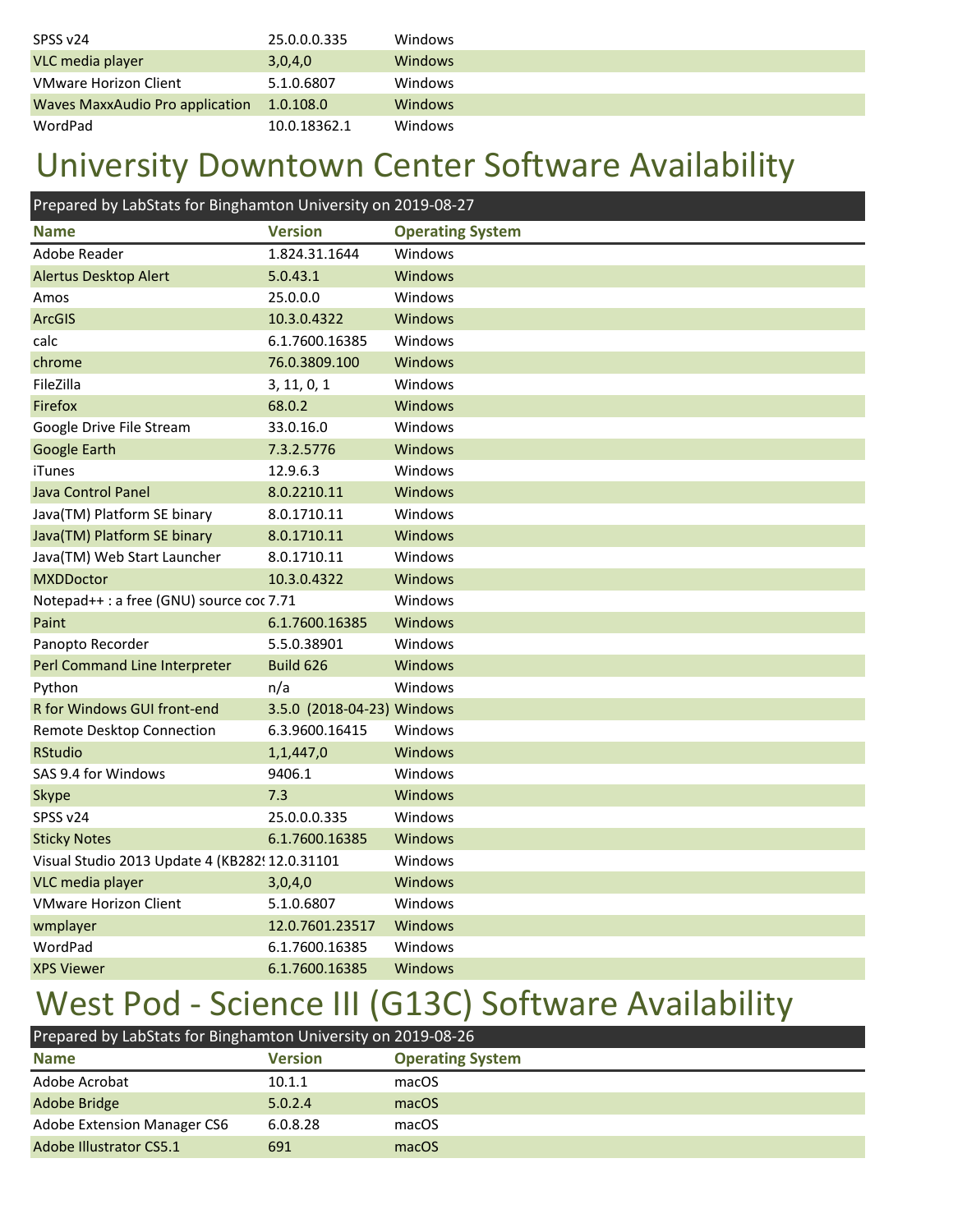| SPSS v24 | 25.0.0.0.335 | Windows |
|---|---|---|
| VLC media player | 3,0,4,0 | Windows |
| VMware Horizon Client | 5.1.0.6807 | Windows |
| Waves MaxxAudio Pro application | 1.0.108.0 | Windows |
| WordPad | 10.0.18362.1 | Windows |

# University Downtown Center Software Availability

Prepared by LabStats for Binghamton University on 2019-08-27

| Name | Version | Operating System |
|---|---|---|
| Adobe Reader | 1.824.31.1644 | Windows |
| Alertus Desktop Alert | 5.0.43.1 | Windows |
| Amos | 25.0.0.0 | Windows |
| ArcGIS | 10.3.0.4322 | Windows |
| calc | 6.1.7600.16385 | Windows |
| chrome | 76.0.3809.100 | Windows |
| FileZilla | 3, 11, 0, 1 | Windows |
| Firefox | 68.0.2 | Windows |
| Google Drive File Stream | 33.0.16.0 | Windows |
| Google Earth | 7.3.2.5776 | Windows |
| iTunes | 12.9.6.3 | Windows |
| Java Control Panel | 8.0.2210.11 | Windows |
| Java(TM) Platform SE binary | 8.0.1710.11 | Windows |
| Java(TM) Platform SE binary | 8.0.1710.11 | Windows |
| Java(TM) Web Start Launcher | 8.0.1710.11 | Windows |
| MXDDoctor | 10.3.0.4322 | Windows |
| Notepad++ : a free (GNU) source coc | 7.71 | Windows |
| Paint | 6.1.7600.16385 | Windows |
| Panopto Recorder | 5.5.0.38901 | Windows |
| Perl Command Line Interpreter | Build 626 | Windows |
| Python | n/a | Windows |
| R for Windows GUI front-end | 3.5.0 (2018-04-23) | Windows |
| Remote Desktop Connection | 6.3.9600.16415 | Windows |
| RStudio | 1,1,447,0 | Windows |
| SAS 9.4 for Windows | 9406.1 | Windows |
| Skype | 7.3 | Windows |
| SPSS v24 | 25.0.0.0.335 | Windows |
| Sticky Notes | 6.1.7600.16385 | Windows |
| Visual Studio 2013 Update 4 (KB282! | 12.0.31101 | Windows |
| VLC media player | 3,0,4,0 | Windows |
| VMware Horizon Client | 5.1.0.6807 | Windows |
| wmplayer | 12.0.7601.23517 | Windows |
| WordPad | 6.1.7600.16385 | Windows |
| XPS Viewer | 6.1.7600.16385 | Windows |

# West Pod - Science III (G13C) Software Availability

Prepared by LabStats for Binghamton University on 2019-08-26

| Name | Version | Operating System |
|---|---|---|
| Adobe Acrobat | 10.1.1 | macOS |
| Adobe Bridge | 5.0.2.4 | macOS |
| Adobe Extension Manager CS6 | 6.0.8.28 | macOS |
| Adobe Illustrator CS5.1 | 691 | macOS |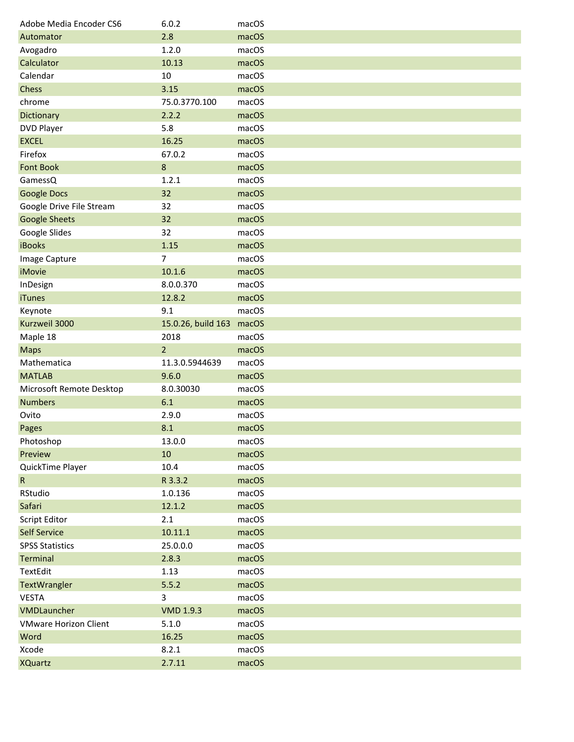| | | |
|---|---|---|
| Adobe Media Encoder CS6 | 6.0.2 | macOS |
| Automator | 2.8 | macOS |
| Avogadro | 1.2.0 | macOS |
| Calculator | 10.13 | macOS |
| Calendar | 10 | macOS |
| Chess | 3.15 | macOS |
| chrome | 75.0.3770.100 | macOS |
| Dictionary | 2.2.2 | macOS |
| DVD Player | 5.8 | macOS |
| EXCEL | 16.25 | macOS |
| Firefox | 67.0.2 | macOS |
| Font Book | 8 | macOS |
| GamessQ | 1.2.1 | macOS |
| Google Docs | 32 | macOS |
| Google Drive File Stream | 32 | macOS |
| Google Sheets | 32 | macOS |
| Google Slides | 32 | macOS |
| iBooks | 1.15 | macOS |
| Image Capture | 7 | macOS |
| iMovie | 10.1.6 | macOS |
| InDesign | 8.0.0.370 | macOS |
| iTunes | 12.8.2 | macOS |
| Keynote | 9.1 | macOS |
| Kurzweil 3000 | 15.0.26, build 163 | macOS |
| Maple 18 | 2018 | macOS |
| Maps | 2 | macOS |
| Mathematica | 11.3.0.5944639 | macOS |
| MATLAB | 9.6.0 | macOS |
| Microsoft Remote Desktop | 8.0.30030 | macOS |
| Numbers | 6.1 | macOS |
| Ovito | 2.9.0 | macOS |
| Pages | 8.1 | macOS |
| Photoshop | 13.0.0 | macOS |
| Preview | 10 | macOS |
| QuickTime Player | 10.4 | macOS |
| R | R 3.3.2 | macOS |
| RStudio | 1.0.136 | macOS |
| Safari | 12.1.2 | macOS |
| Script Editor | 2.1 | macOS |
| Self Service | 10.11.1 | macOS |
| SPSS Statistics | 25.0.0.0 | macOS |
| Terminal | 2.8.3 | macOS |
| TextEdit | 1.13 | macOS |
| TextWrangler | 5.5.2 | macOS |
| VESTA | 3 | macOS |
| VMDLauncher | VMD 1.9.3 | macOS |
| VMware Horizon Client | 5.1.0 | macOS |
| Word | 16.25 | macOS |
| Xcode | 8.2.1 | macOS |
| XQuartz | 2.7.11 | macOS |